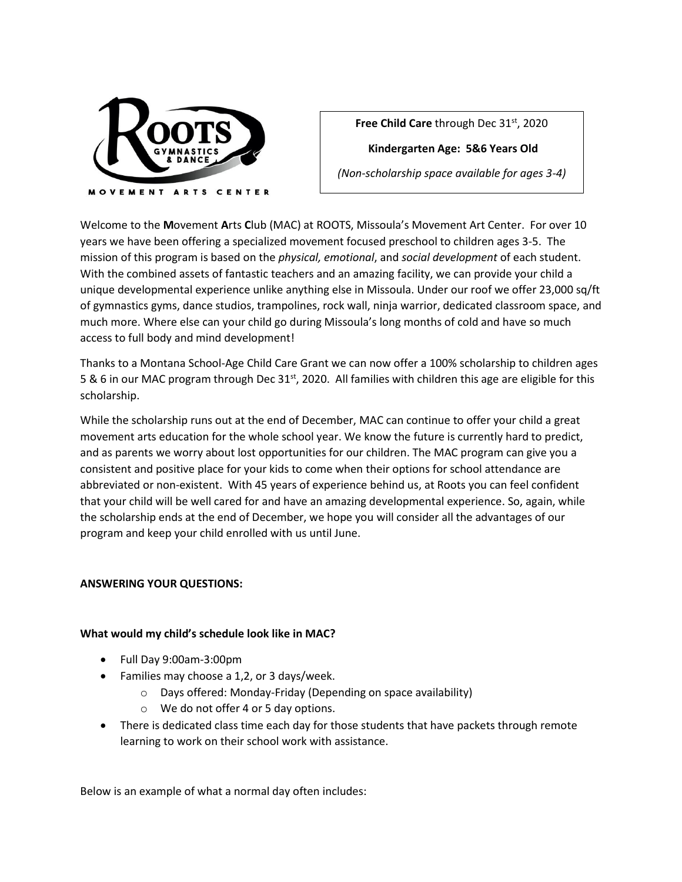**Free Child Care** through Dec 31st, 2020

**Kindergarten Age: 5&6 Years Old**

*(Non-scholarship space available for ages 3-4)*

Welcome to the **M**ovement **A**rts **C**lub (MAC) at ROOTS, Missoula's Movement Art Center. For over 10 years we have been offering a specialized movement focused preschool to children ages 3-5. The mission of this program is based on the *physical, emotional*, and *social development* of each student. With the combined assets of fantastic teachers and an amazing facility, we can provide your child a unique developmental experience unlike anything else in Missoula. Under our roof we offer 23,000 sq/ft of gymnastics gyms, dance studios, trampolines, rock wall, ninja warrior, dedicated classroom space, and much more. Where else can your child go during Missoula's long months of cold and have so much access to full body and mind development!

Thanks to a Montana School-Age Child Care Grant we can now offer a 100% scholarship to children ages 5 & 6 in our MAC program through Dec 31st, 2020. All families with children this age are eligible for this scholarship.

While the scholarship runs out at the end of December, MAC can continue to offer your child a great movement arts education for the whole school year. We know the future is currently hard to predict, and as parents we worry about lost opportunities for our children. The MAC program can give you a consistent and positive place for your kids to come when their options for school attendance are abbreviated or non-existent. With 45 years of experience behind us, at Roots you can feel confident that your child will be well cared for and have an amazing developmental experience. So, again, while the scholarship ends at the end of December, we hope you will consider all the advantages of our program and keep your child enrolled with us until June.

**ANSWERING YOUR QUESTIONS:**

**What would my child's schedule look like in MAC?**

- Full Day 9:00am-3:00pm
- Families may choose a 1,2, or 3 days/week.
  - Days offered: Monday-Friday (Depending on space availability)
  - We do not offer 4 or 5 day options.
- There is dedicated class time each day for those students that have packets through remote learning to work on their school work with assistance.

Below is an example of what a normal day often includes: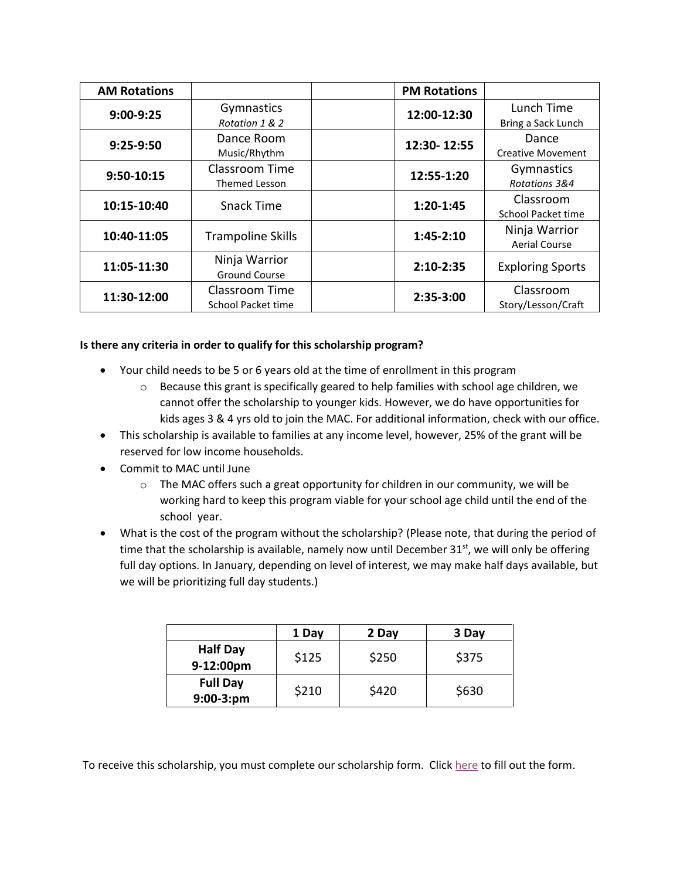| AM Rotations | | | PM Rotations | |
|---|---|---|---|---|
| **9:00-9:25** | Gymnastics *Rotation 1 & 2* | | **12:00-12:30** | Lunch Time Bring a Sack Lunch |
| **9:25-9:50** | Dance Room Music/Rhythm | | **12:30- 12:55** | Dance Creative Movement |
| **9:50-10:15** | Classroom Time Themed Lesson | | **12:55-1:20** | Gymnastics *Rotations 3&4* |
| **10:15-10:40** | Snack Time | | **1:20-1:45** | Classroom School Packet time |
| **10:40-11:05** | Trampoline Skills | | **1:45-2:10** | Ninja Warrior Aerial Course |
| **11:05-11:30** | Ninja Warrior Ground Course | | **2:10-2:35** | Exploring Sports |
| **11:30-12:00** | Classroom Time School Packet time | | **2:35-3:00** | Classroom Story/Lesson/Craft |

**Is there any criteria in order to qualify for this scholarship program?**

- Your child needs to be 5 or 6 years old at the time of enrollment in this program
    - Because this grant is specifically geared to help families with school age children, we cannot offer the scholarship to younger kids. However, we do have opportunities for kids ages 3 & 4 yrs old to join the MAC. For additional information, check with our office.
- This scholarship is available to families at any income level, however, 25% of the grant will be reserved for low income households.
- Commit to MAC until June
    - The MAC offers such a great opportunity for children in our community, we will be working hard to keep this program viable for your school age child until the end of the school year.
- What is the cost of the program without the scholarship? (Please note, that during the period of time that the scholarship is available, namely now until December 31st, we will only be offering full day options. In January, depending on level of interest, we may make half days available, but we will be prioritizing full day students.)

| | 1 Day | 2 Day | 3 Day |
|---|---|---|---|
| **Half Day 9-12:00pm** | $125 | $250 | $375 |
| **Full Day 9:00-3:pm** | $210 | $420 | $630 |

To receive this scholarship, you must complete our scholarship form. Click here to fill out the form.